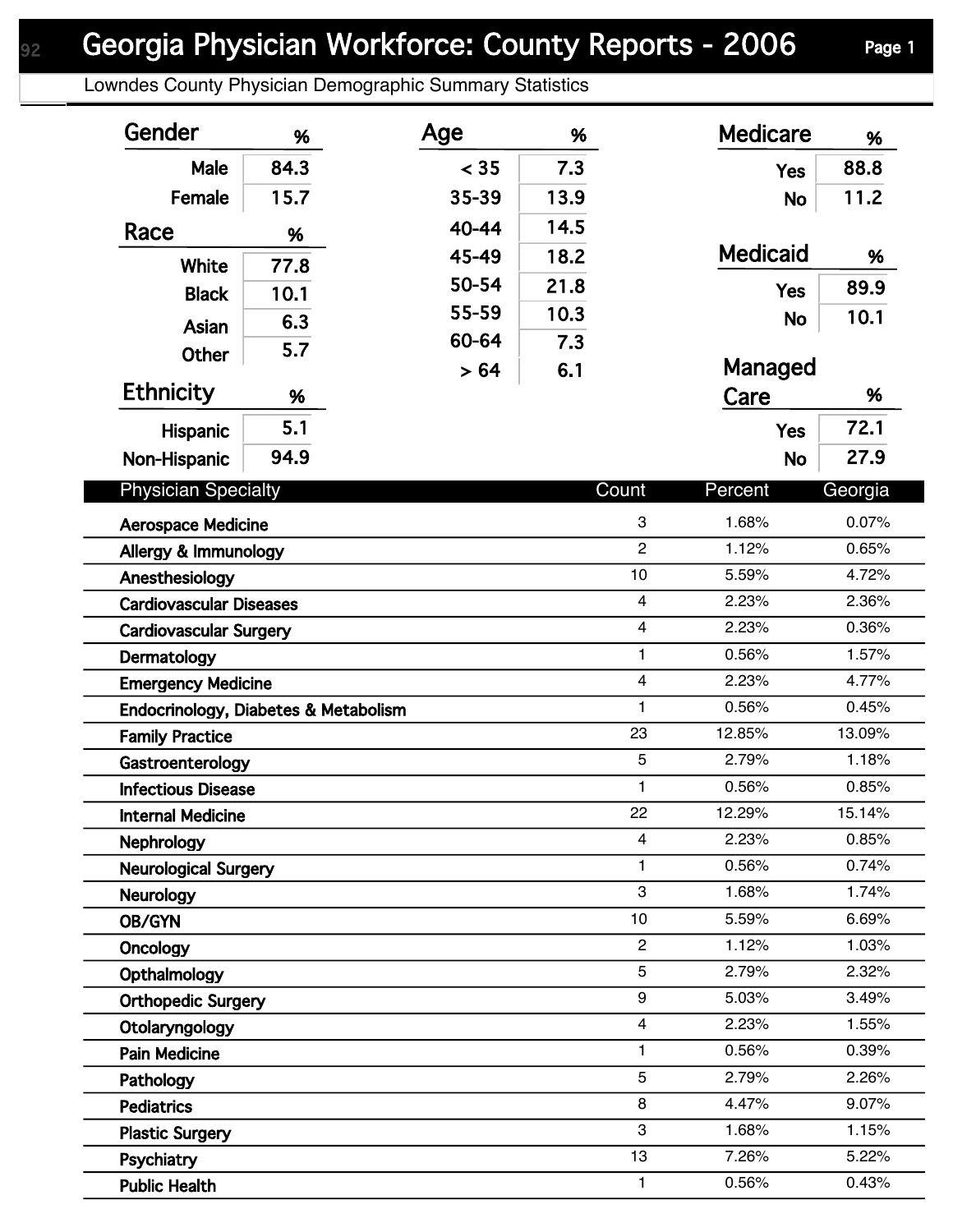# Georgia Physician Workforce: County Reports - 2006

Lowndes County Physician Demographic Summary Statistics

### Gender

| Gender | % |
|---|---|
| Male | 84.3 |
| Female | 15.7 |

### Race

| Race | % |
|---|---|
| White | 77.8 |
| Black | 10.1 |
| Asian | 6.3 |
| Other | 5.7 |

### Ethnicity

| Ethnicity | % |
|---|---|
| Hispanic | 5.1 |
| Non-Hispanic | 94.9 |

### Age

| Age | % |
|---|---|
| < 35 | 7.3 |
| 35-39 | 13.9 |
| 40-44 | 14.5 |
| 45-49 | 18.2 |
| 50-54 | 21.8 |
| 55-59 | 10.3 |
| 60-64 | 7.3 |
| > 64 | 6.1 |

### Medicare

| Medicare | % |
|---|---|
| Yes | 88.8 |
| No | 11.2 |

### Medicaid

| Medicaid | % |
|---|---|
| Yes | 89.9 |
| No | 10.1 |

### Managed Care

| Managed Care | % |
|---|---|
| Yes | 72.1 |
| No | 27.9 |

| Physician Specialty | Count | Percent | Georgia |
|---|---|---|---|
| Aerospace Medicine | 3 | 1.68% | 0.07% |
| Allergy & Immunology | 2 | 1.12% | 0.65% |
| Anesthesiology | 10 | 5.59% | 4.72% |
| Cardiovascular Diseases | 4 | 2.23% | 2.36% |
| Cardiovascular Surgery | 4 | 2.23% | 0.36% |
| Dermatology | 1 | 0.56% | 1.57% |
| Emergency Medicine | 4 | 2.23% | 4.77% |
| Endocrinology, Diabetes & Metabolism | 1 | 0.56% | 0.45% |
| Family Practice | 23 | 12.85% | 13.09% |
| Gastroenterology | 5 | 2.79% | 1.18% |
| Infectious Disease | 1 | 0.56% | 0.85% |
| Internal Medicine | 22 | 12.29% | 15.14% |
| Nephrology | 4 | 2.23% | 0.85% |
| Neurological Surgery | 1 | 0.56% | 0.74% |
| Neurology | 3 | 1.68% | 1.74% |
| OB/GYN | 10 | 5.59% | 6.69% |
| Oncology | 2 | 1.12% | 1.03% |
| Opthalmology | 5 | 2.79% | 2.32% |
| Orthopedic Surgery | 9 | 5.03% | 3.49% |
| Otolaryngology | 4 | 2.23% | 1.55% |
| Pain Medicine | 1 | 0.56% | 0.39% |
| Pathology | 5 | 2.79% | 2.26% |
| Pediatrics | 8 | 4.47% | 9.07% |
| Plastic Surgery | 3 | 1.68% | 1.15% |
| Psychiatry | 13 | 7.26% | 5.22% |
| Public Health | 1 | 0.56% | 0.43% |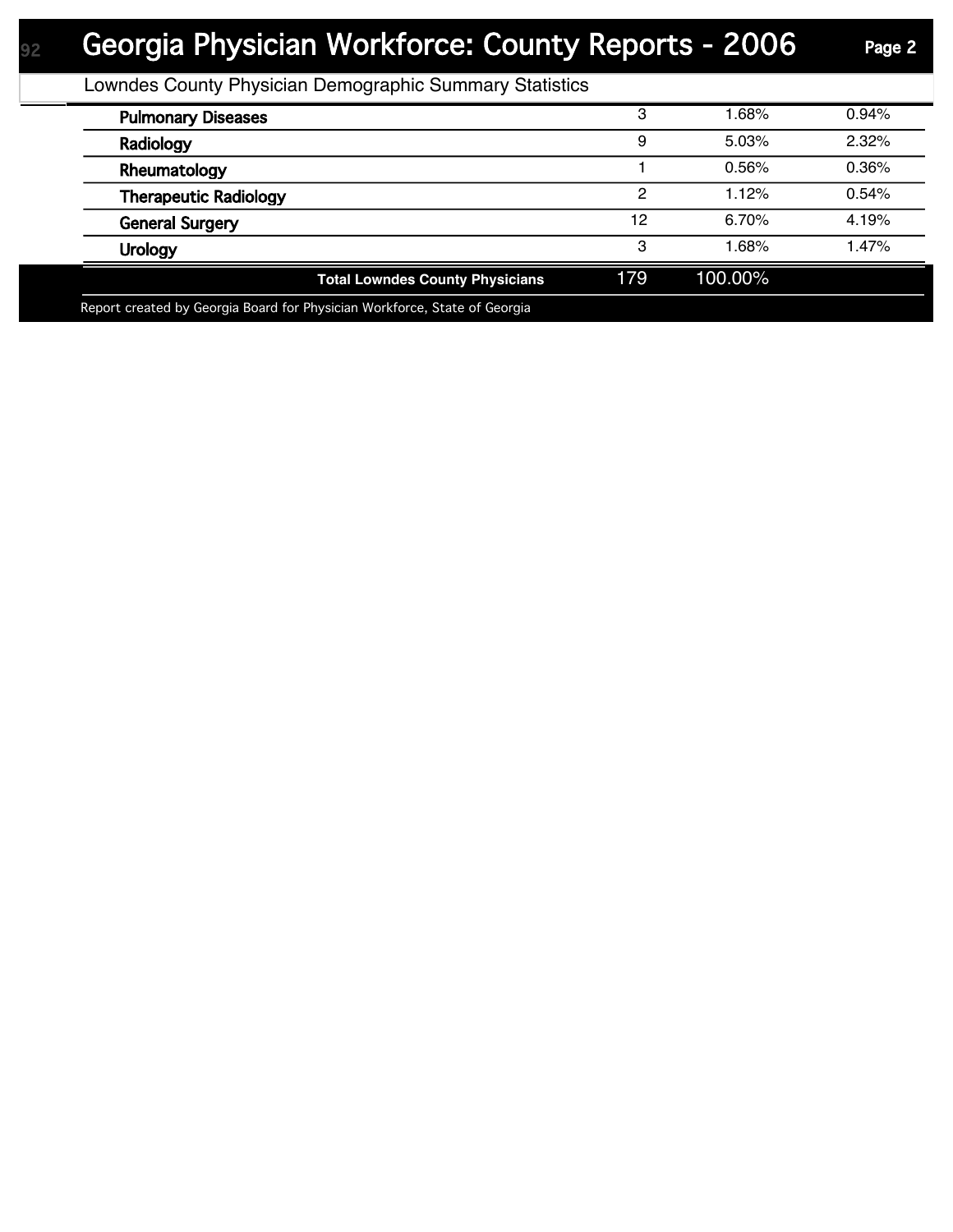# Georgia Physician Workforce: County Reports - 2006

Lowndes County Physician Demographic Summary Statistics

| | | | |
|---|---|---|---|
| **Pulmonary Diseases** | 3 | 1.68% | 0.94% |
| **Radiology** | 9 | 5.03% | 2.32% |
| **Rheumatology** | 1 | 0.56% | 0.36% |
| **Therapeutic Radiology** | 2 | 1.12% | 0.54% |
| **General Surgery** | 12 | 6.70% | 4.19% |
| **Urology** | 3 | 1.68% | 1.47% |
| **Total Lowndes County Physicians** | 179 | 100.00% | |

Report created by Georgia Board for Physician Workforce, State of Georgia